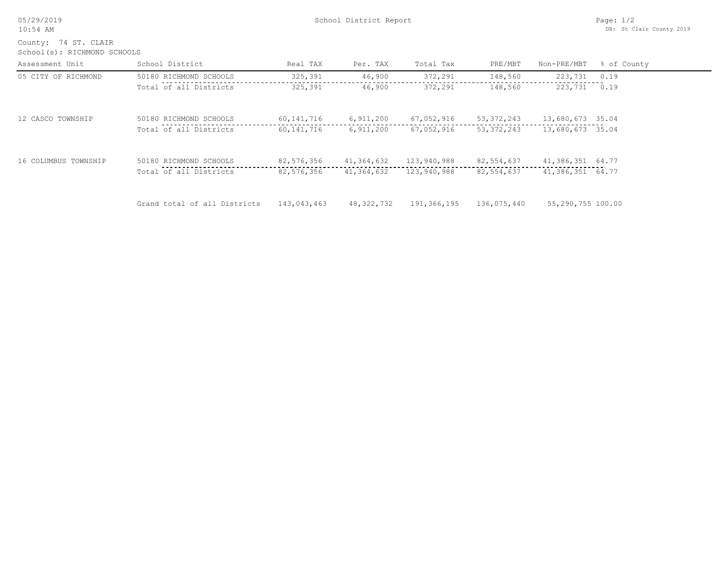County: 74 ST. CLAIR

School(s): RICHMOND SCHOOLS

# School District Report

| Assessment Unit | School District | Real TAX | Per. TAX | Total Tax | PRE/MBT | Non-PRE/MBT | % of County |
|---|---|---|---|---|---|---|---|
| 05 CITY OF RICHMOND | 50180 RICHMOND SCHOOLS | 325,391 | 46,900 | 372,291 | 148,560 | 223,731 | 0.19 |
| | Total of all Districts | 325,391 | 46,900 | 372,291 | 148,560 | 223,731 | 0.19 |
| 12 CASCO TOWNSHIP | 50180 RICHMOND SCHOOLS | 60,141,716 | 6,911,200 | 67,052,916 | 53,372,243 | 13,680,673 | 35.04 |
| | Total of all Districts | 60,141,716 | 6,911,200 | 67,052,916 | 53,372,243 | 13,680,673 | 35.04 |
| 16 COLUMBUS TOWNSHIP | 50180 RICHMOND SCHOOLS | 82,576,356 | 41,364,632 | 123,940,988 | 82,554,637 | 41,386,351 | 64.77 |
| | Total of all Districts | 82,576,356 | 41,364,632 | 123,940,988 | 82,554,637 | 41,386,351 | 64.77 |
| | Grand total of all Districts | 143,043,463 | 48,322,732 | 191,366,195 | 136,075,440 | 55,290,755 | 100.00 |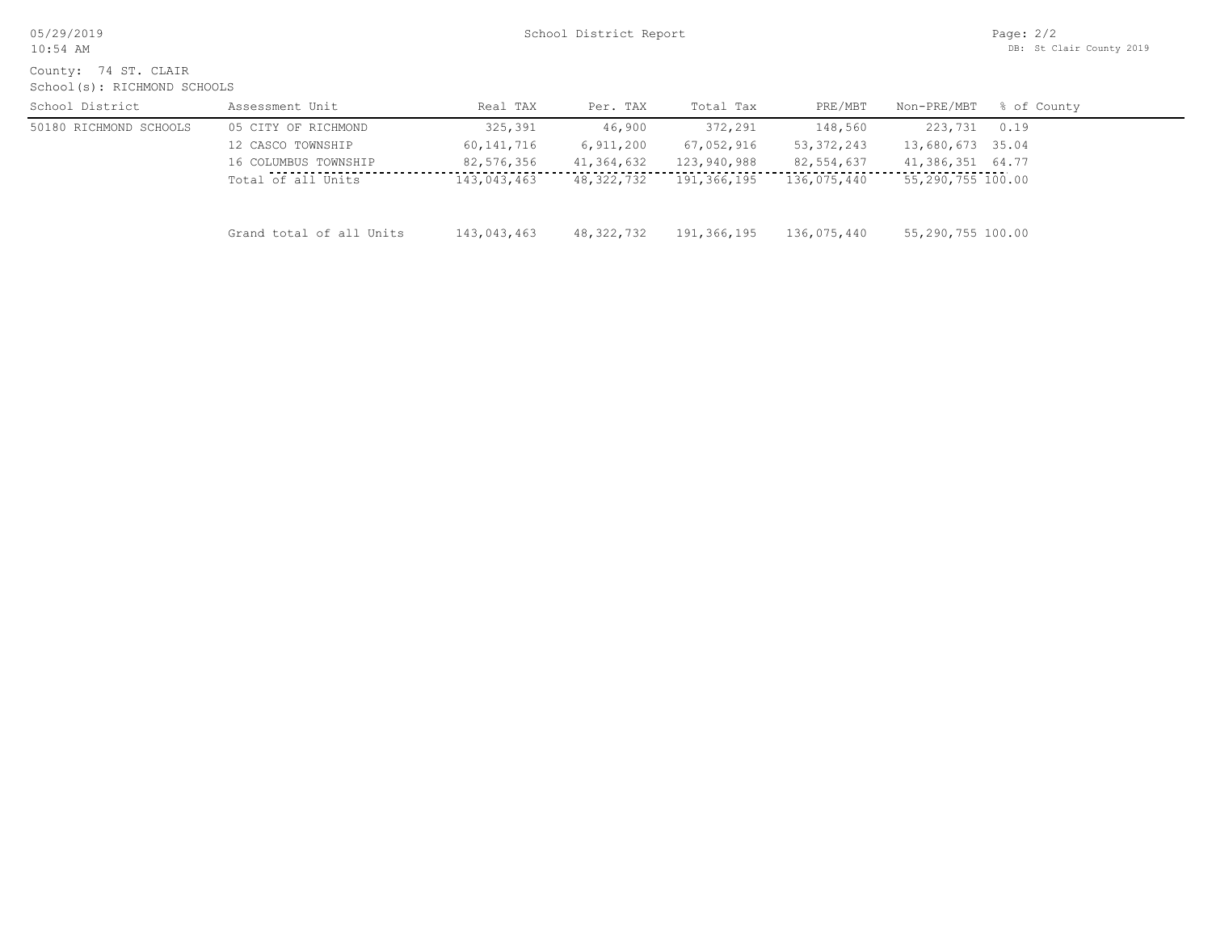05/29/2019
10:54 AM

School District Report

DB: St Clair County 2019

County: 74 ST. CLAIR
School(s): RICHMOND SCHOOLS

| School District | Assessment Unit | Real TAX | Per. TAX | Total Tax | PRE/MBT | Non-PRE/MBT | % of County |
|---|---|---|---|---|---|---|---|
| 50180 RICHMOND SCHOOLS | 05 CITY OF RICHMOND | 325,391 | 46,900 | 372,291 | 148,560 | 223,731 | 0.19 |
| | 12 CASCO TOWNSHIP | 60,141,716 | 6,911,200 | 67,052,916 | 53,372,243 | 13,680,673 | 35.04 |
| | 16 COLUMBUS TOWNSHIP | 82,576,356 | 41,364,632 | 123,940,988 | 82,554,637 | 41,386,351 | 64.77 |
| | Total of all Units | 143,043,463 | 48,322,732 | 191,366,195 | 136,075,440 | 55,290,755 | 100.00 |
| | Grand total of all Units | 143,043,463 | 48,322,732 | 191,366,195 | 136,075,440 | 55,290,755 | 100.00 |